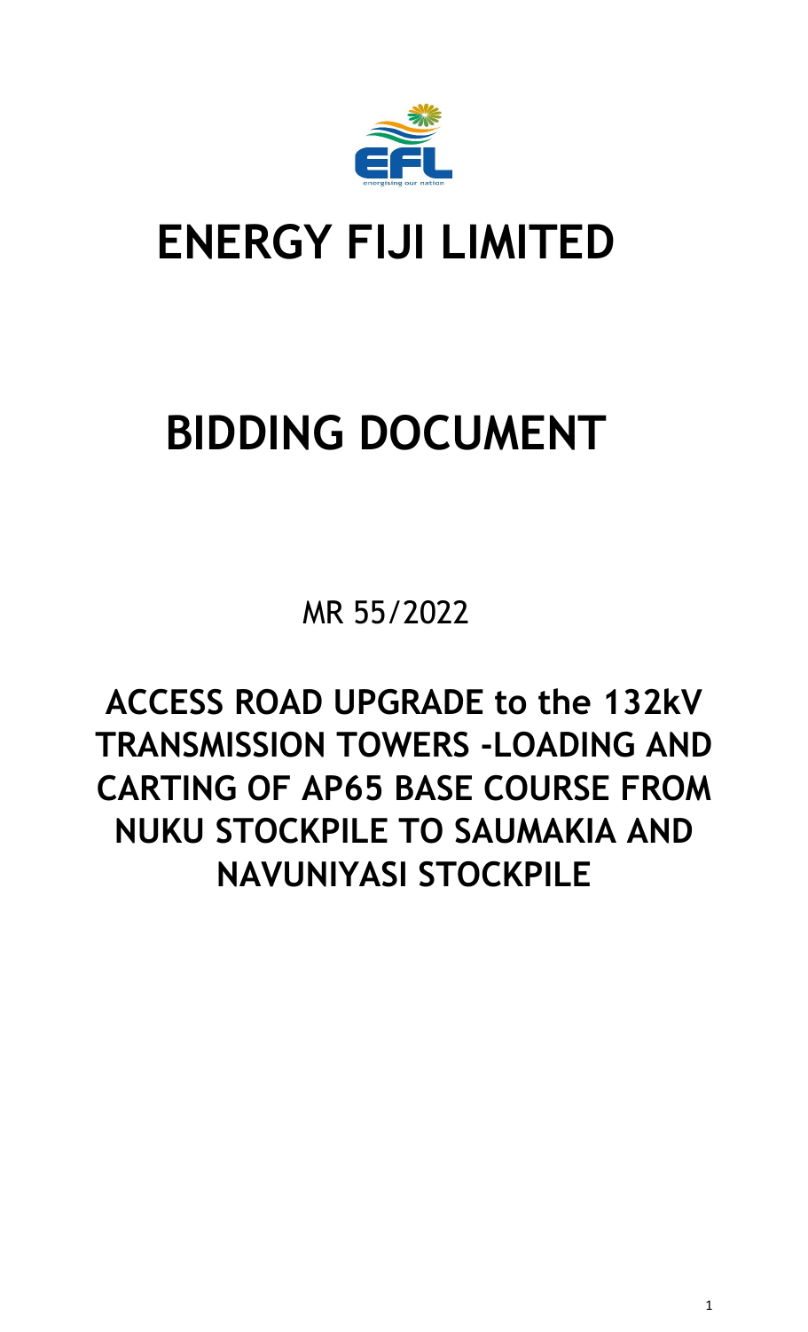# ENERGY FIJI LIMITED

# BIDDING DOCUMENT

MR 55/2022

## ACCESS ROAD UPGRADE to the 132kV TRANSMISSION TOWERS -LOADING AND CARTING OF AP65 BASE COURSE FROM NUKU STOCKPILE TO SAUMAKIA AND NAVUNIYASI STOCKPILE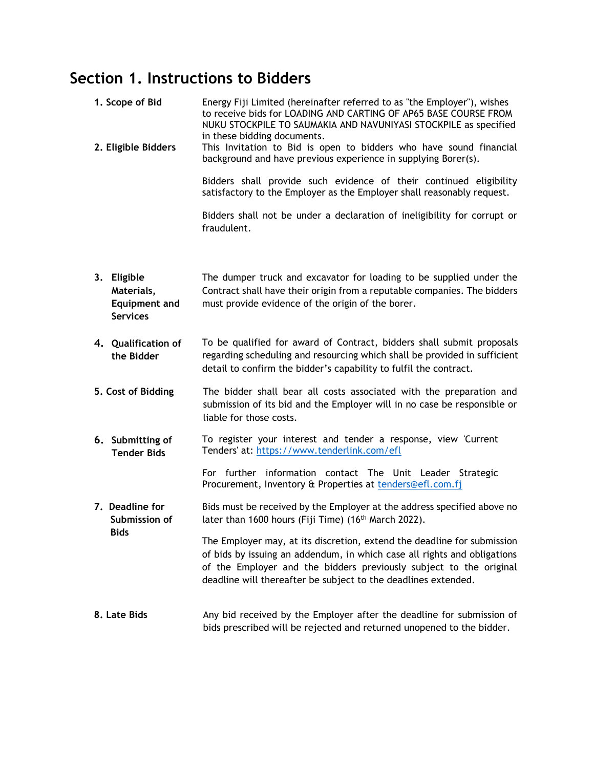## Section 1. Instructions to Bidders

**1. Scope of Bid**

Energy Fiji Limited (hereinafter referred to as "the Employer"), wishes to receive bids for LOADING AND CARTING OF AP65 BASE COURSE FROM NUKU STOCKPILE TO SAUMAKIA AND NAVUNIYASI STOCKPILE as specified in these bidding documents.

**2. Eligible Bidders**

This Invitation to Bid is open to bidders who have sound financial background and have previous experience in supplying Borer(s).

Bidders shall provide such evidence of their continued eligibility satisfactory to the Employer as the Employer shall reasonably request.

Bidders shall not be under a declaration of ineligibility for corrupt or fraudulent.

**3. Eligible Materials, Equipment and Services**

The dumper truck and excavator for loading to be supplied under the Contract shall have their origin from a reputable companies. The bidders must provide evidence of the origin of the borer.

**4. Qualification of the Bidder**

To be qualified for award of Contract, bidders shall submit proposals regarding scheduling and resourcing which shall be provided in sufficient detail to confirm the bidder's capability to fulfil the contract.

**5. Cost of Bidding**

The bidder shall bear all costs associated with the preparation and submission of its bid and the Employer will in no case be responsible or liable for those costs.

**6. Submitting of Tender Bids**

To register your interest and tender a response, view 'Current Tenders' at: https://www.tenderlink.com/efl

For further information contact The Unit Leader Strategic Procurement, Inventory & Properties at tenders@efl.com.fj

**7. Deadline for Submission of Bids**

Bids must be received by the Employer at the address specified above no later than 1600 hours (Fiji Time) (16th March 2022).

The Employer may, at its discretion, extend the deadline for submission of bids by issuing an addendum, in which case all rights and obligations of the Employer and the bidders previously subject to the original deadline will thereafter be subject to the deadlines extended.

**8. Late Bids**

Any bid received by the Employer after the deadline for submission of bids prescribed will be rejected and returned unopened to the bidder.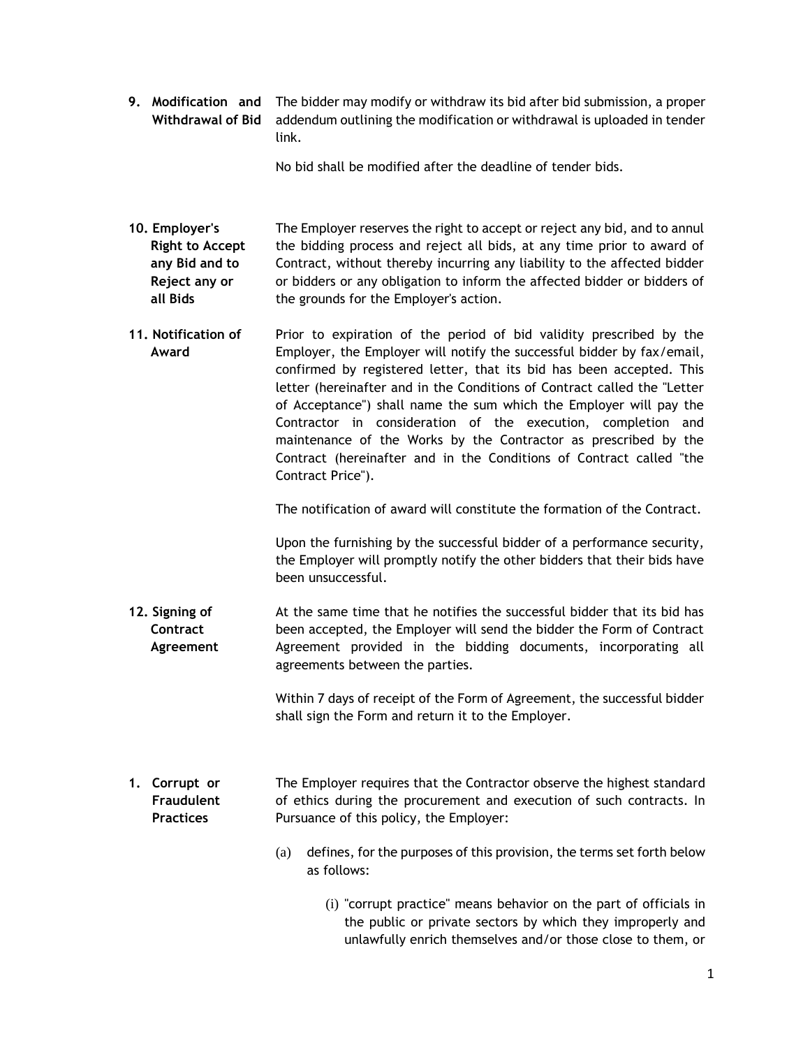**9. Modification and Withdrawal of Bid**

The bidder may modify or withdraw its bid after bid submission, a proper addendum outlining the modification or withdrawal is uploaded in tender link.

No bid shall be modified after the deadline of tender bids.

**10. Employer's Right to Accept any Bid and to Reject any or all Bids**

The Employer reserves the right to accept or reject any bid, and to annul the bidding process and reject all bids, at any time prior to award of Contract, without thereby incurring any liability to the affected bidder or bidders or any obligation to inform the affected bidder or bidders of the grounds for the Employer's action.

**11. Notification of Award**

Prior to expiration of the period of bid validity prescribed by the Employer, the Employer will notify the successful bidder by fax/email, confirmed by registered letter, that its bid has been accepted. This letter (hereinafter and in the Conditions of Contract called the "Letter of Acceptance") shall name the sum which the Employer will pay the Contractor in consideration of the execution, completion and maintenance of the Works by the Contractor as prescribed by the Contract (hereinafter and in the Conditions of Contract called "the Contract Price").

The notification of award will constitute the formation of the Contract.

Upon the furnishing by the successful bidder of a performance security, the Employer will promptly notify the other bidders that their bids have been unsuccessful.

**12. Signing of Contract Agreement**

At the same time that he notifies the successful bidder that its bid has been accepted, the Employer will send the bidder the Form of Contract Agreement provided in the bidding documents, incorporating all agreements between the parties.

Within 7 days of receipt of the Form of Agreement, the successful bidder shall sign the Form and return it to the Employer.

**1. Corrupt or Fraudulent Practices**

The Employer requires that the Contractor observe the highest standard of ethics during the procurement and execution of such contracts. In Pursuance of this policy, the Employer:

(a) defines, for the purposes of this provision, the terms set forth below as follows:

(i) "corrupt practice" means behavior on the part of officials in the public or private sectors by which they improperly and unlawfully enrich themselves and/or those close to them, or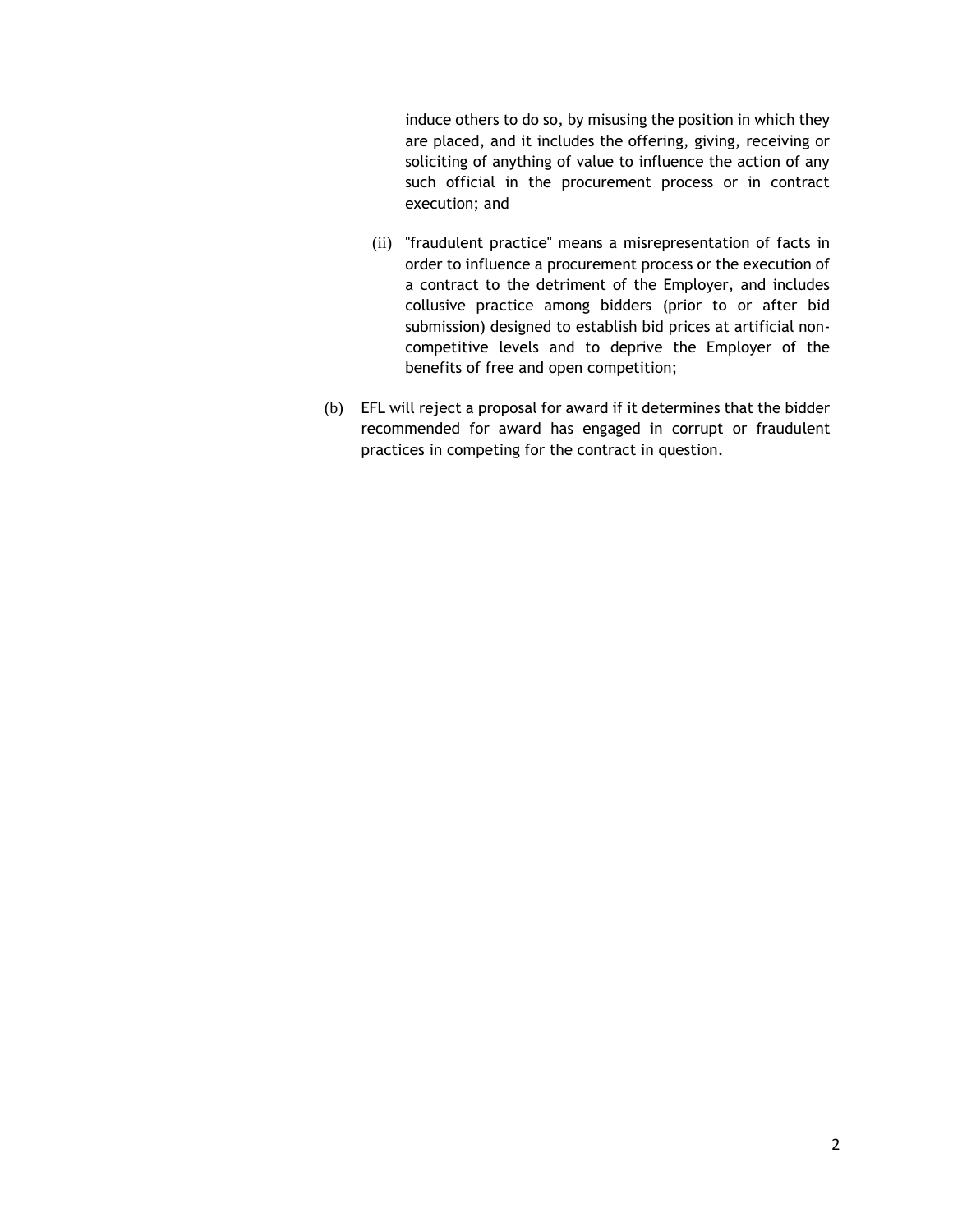induce others to do so, by misusing the position in which they are placed, and it includes the offering, giving, receiving or soliciting of anything of value to influence the action of any such official in the procurement process or in contract execution; and

(ii) "fraudulent practice" means a misrepresentation of facts in order to influence a procurement process or the execution of a contract to the detriment of the Employer, and includes collusive practice among bidders (prior to or after bid submission) designed to establish bid prices at artificial non-competitive levels and to deprive the Employer of the benefits of free and open competition;

(b) EFL will reject a proposal for award if it determines that the bidder recommended for award has engaged in corrupt or fraudulent practices in competing for the contract in question.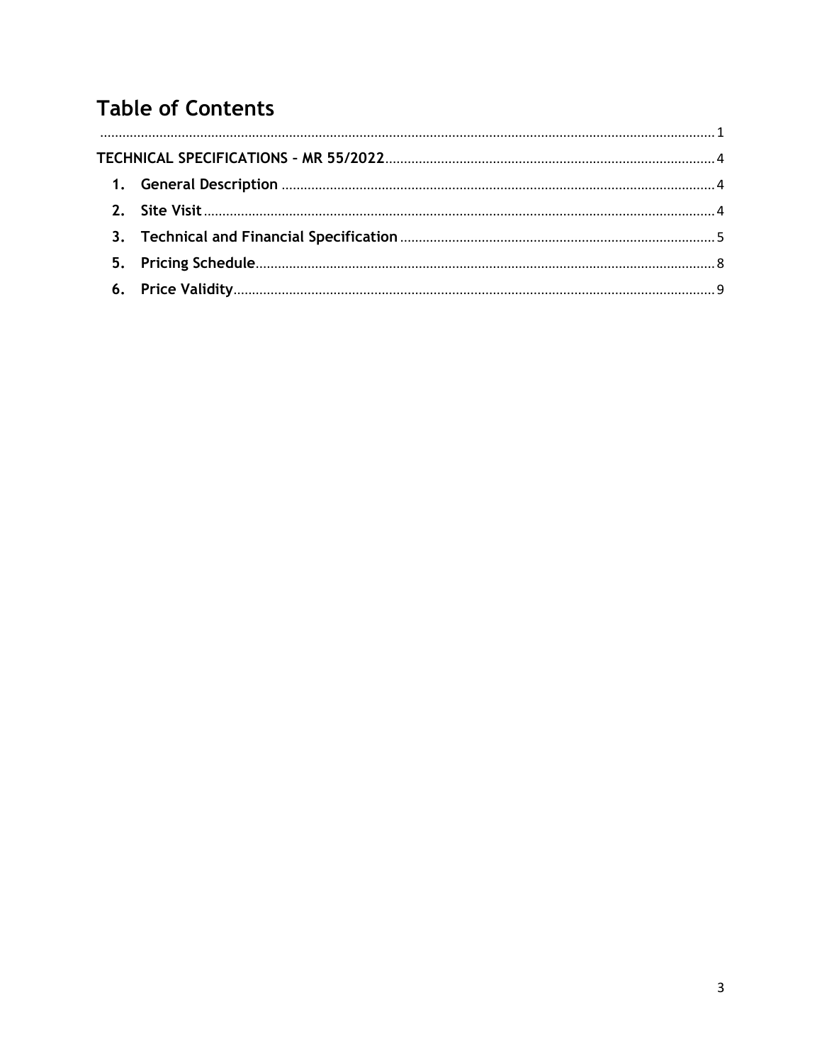# Table of Contents

.......................................................................................................................................................... 1

**TECHNICAL SPECIFICATIONS – MR 55/2022** ........................................................................ 4

1. **General Description** .................................................................................................... 4
2. **Site Visit** ......................................................................................................................... 4
3. **Technical and Financial Specification** ...................................................................... 5
5. **Pricing Schedule** ........................................................................................................... 8
6. **Price Validity** ................................................................................................................. 9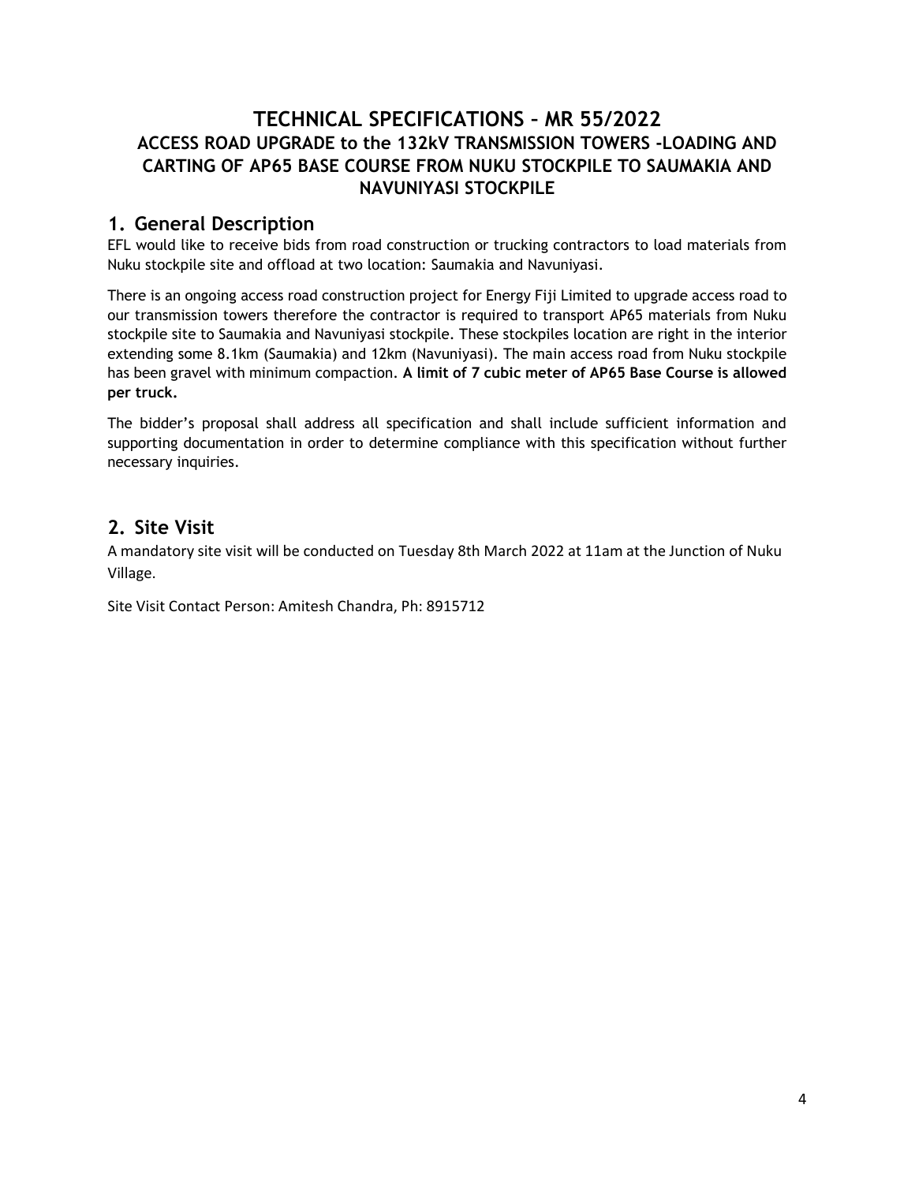# TECHNICAL SPECIFICATIONS – MR 55/2022
## ACCESS ROAD UPGRADE to the 132kV TRANSMISSION TOWERS -LOADING AND CARTING OF AP65 BASE COURSE FROM NUKU STOCKPILE TO SAUMAKIA AND NAVUNIYASI STOCKPILE

## 1. General Description

EFL would like to receive bids from road construction or trucking contractors to load materials from Nuku stockpile site and offload at two location: Saumakia and Navuniyasi.

There is an ongoing access road construction project for Energy Fiji Limited to upgrade access road to our transmission towers therefore the contractor is required to transport AP65 materials from Nuku stockpile site to Saumakia and Navuniyasi stockpile. These stockpiles location are right in the interior extending some 8.1km (Saumakia) and 12km (Navuniyasi). The main access road from Nuku stockpile has been gravel with minimum compaction. **A limit of 7 cubic meter of AP65 Base Course is allowed per truck.**

The bidder's proposal shall address all specification and shall include sufficient information and supporting documentation in order to determine compliance with this specification without further necessary inquiries.

## 2. Site Visit

A mandatory site visit will be conducted on Tuesday 8th March 2022 at 11am at the Junction of Nuku Village.

Site Visit Contact Person: Amitesh Chandra, Ph: 8915712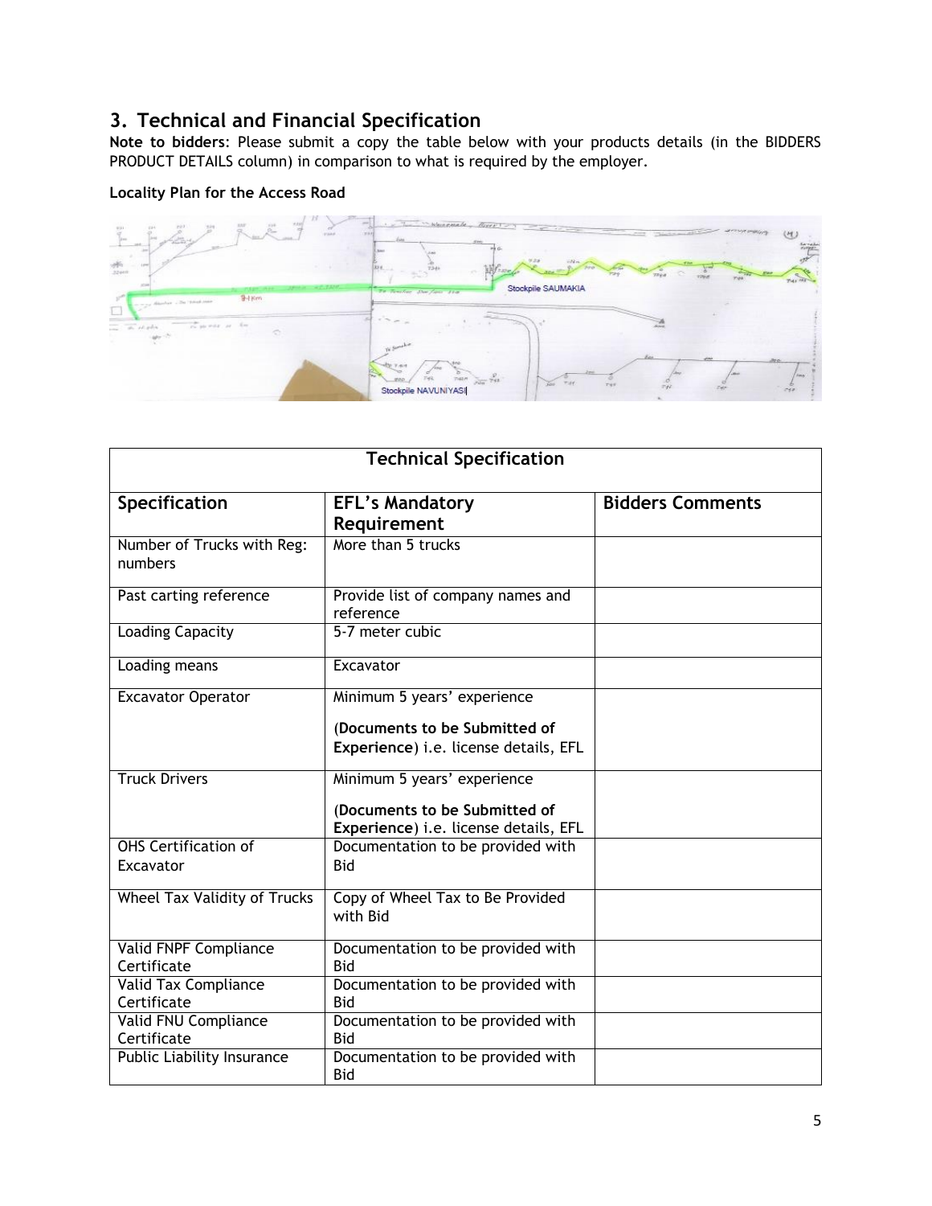## 3. Technical and Financial Specification

**Note to bidders**: Please submit a copy the table below with your products details (in the BIDDERS PRODUCT DETAILS column) in comparison to what is required by the employer.

**Locality Plan for the Access Road**

| Technical Specification | | |
|---|---|---|
| **Specification** | **EFL's Mandatory Requirement** | **Bidders Comments** |
| Number of Trucks with Reg: numbers | More than 5 trucks | |
| Past carting reference | Provide list of company names and reference | |
| Loading Capacity | 5-7 meter cubic | |
| Loading means | Excavator | |
| Excavator Operator | Minimum 5 years' experience<br><br>(**Documents to be Submitted of Experience**) i.e. license details, EFL | |
| Truck Drivers | Minimum 5 years' experience<br><br>(**Documents to be Submitted of Experience**) i.e. license details, EFL | |
| OHS Certification of Excavator | Documentation to be provided with Bid | |
| Wheel Tax Validity of Trucks | Copy of Wheel Tax to Be Provided with Bid | |
| Valid FNPF Compliance Certificate | Documentation to be provided with Bid | |
| Valid Tax Compliance Certificate | Documentation to be provided with Bid | |
| Valid FNU Compliance Certificate | Documentation to be provided with Bid | |
| Public Liability Insurance | Documentation to be provided with Bid | |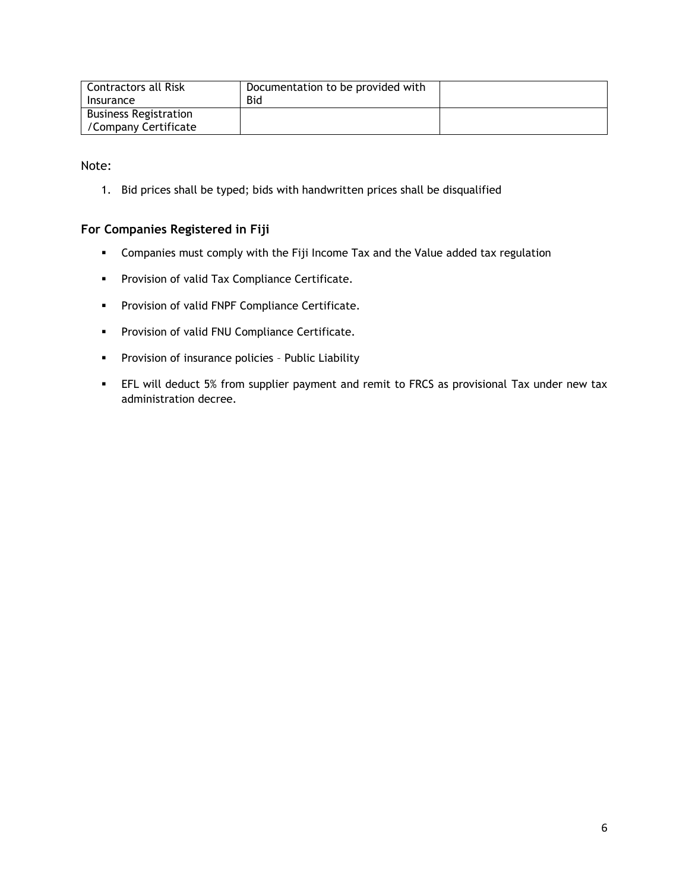| Contractors all Risk Insurance | Documentation to be provided with Bid | |
|---|---|---|
| Business Registration /Company Certificate | | |

Note:

1. Bid prices shall be typed; bids with handwritten prices shall be disqualified

### For Companies Registered in Fiji

- Companies must comply with the Fiji Income Tax and the Value added tax regulation
- Provision of valid Tax Compliance Certificate.
- Provision of valid FNPF Compliance Certificate.
- Provision of valid FNU Compliance Certificate.
- Provision of insurance policies – Public Liability
- EFL will deduct 5% from supplier payment and remit to FRCS as provisional Tax under new tax administration decree.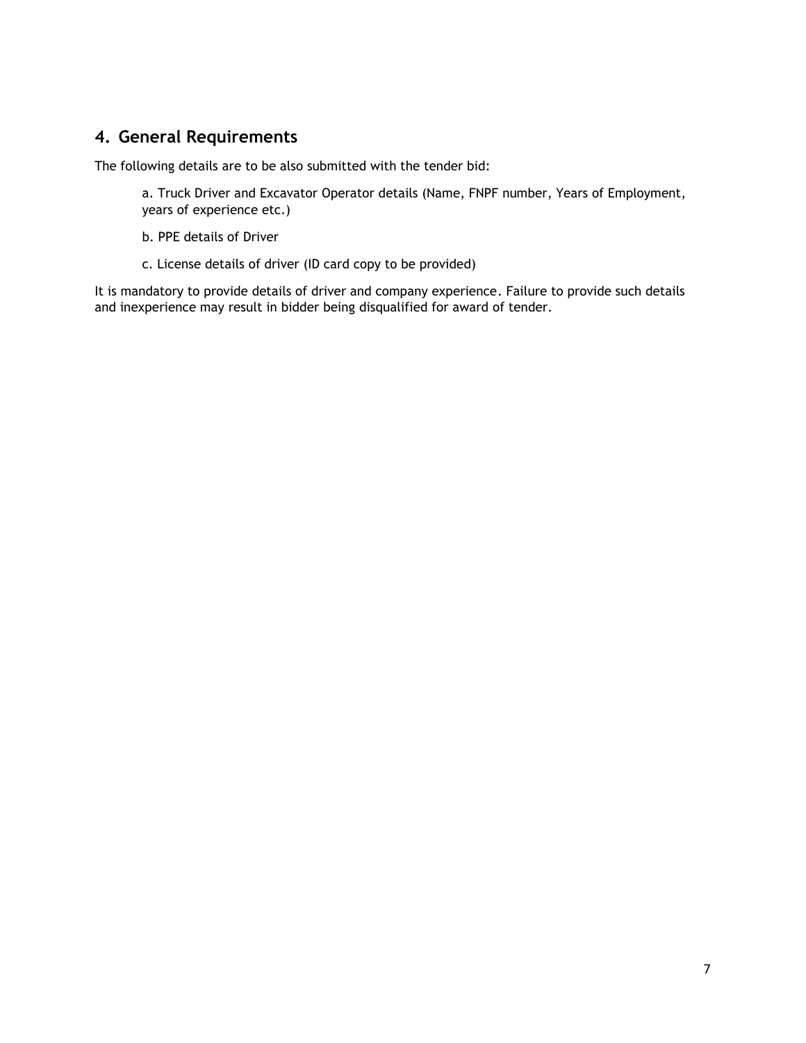## 4. General Requirements

The following details are to be also submitted with the tender bid:

a. Truck Driver and Excavator Operator details (Name, FNPF number, Years of Employment, years of experience etc.)

b. PPE details of Driver

c. License details of driver (ID card copy to be provided)

It is mandatory to provide details of driver and company experience. Failure to provide such details and inexperience may result in bidder being disqualified for award of tender.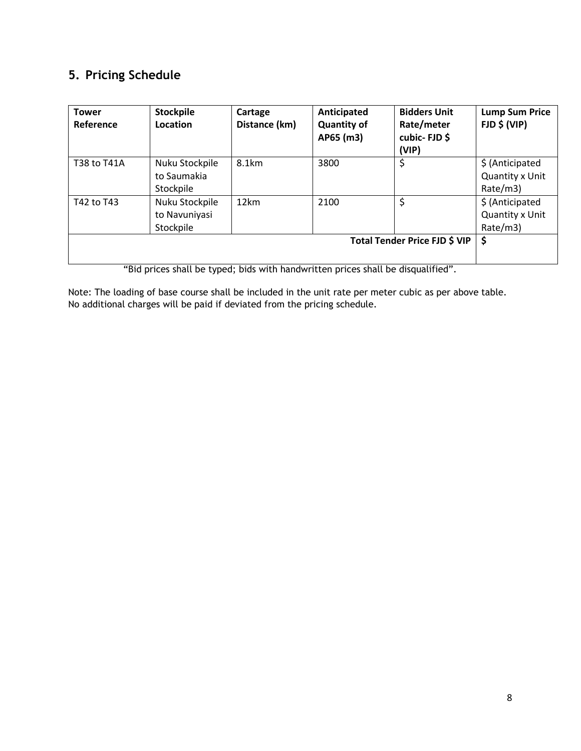## 5. Pricing Schedule

| Tower Reference | Stockpile Location | Cartage Distance (km) | Anticipated Quantity of AP65 (m3) | Bidders Unit Rate/meter cubic- FJD $ (VIP) | Lump Sum Price FJD $ (VIP) |
|---|---|---|---|---|---|
| T38 to T41A | Nuku Stockpile to Saumakia Stockpile | 8.1km | 3800 | $ | $ (Anticipated Quantity x Unit Rate/m3) |
| T42 to T43 | Nuku Stockpile to Navuniyasi Stockpile | 12km | 2100 | $ | $ (Anticipated Quantity x Unit Rate/m3) |
| **Total Tender Price FJD $ VIP** | | | | | **$** |

"Bid prices shall be typed; bids with handwritten prices shall be disqualified".

Note: The loading of base course shall be included in the unit rate per meter cubic as per above table.
No additional charges will be paid if deviated from the pricing schedule.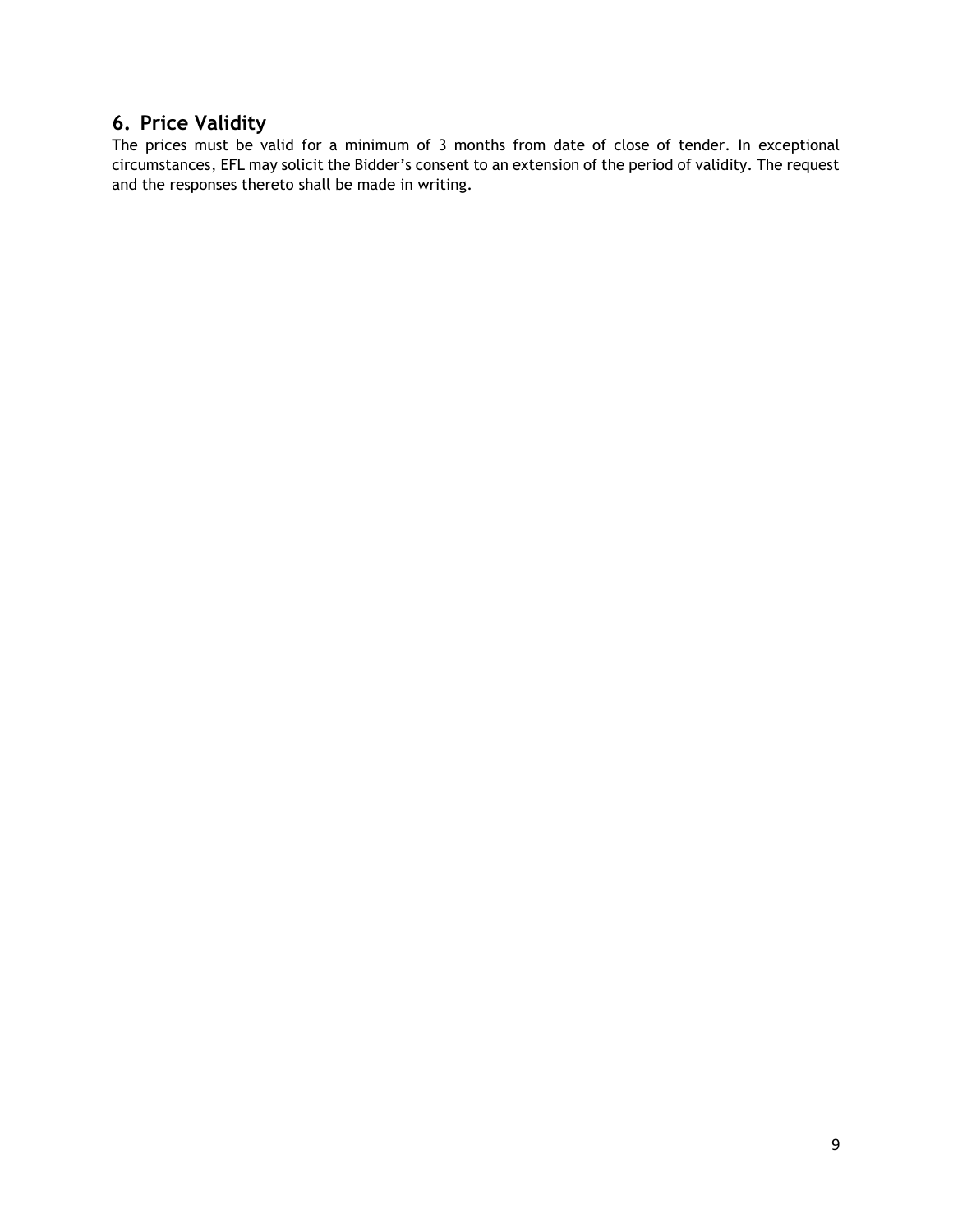## 6. Price Validity

The prices must be valid for a minimum of 3 months from date of close of tender. In exceptional circumstances, EFL may solicit the Bidder's consent to an extension of the period of validity. The request and the responses thereto shall be made in writing.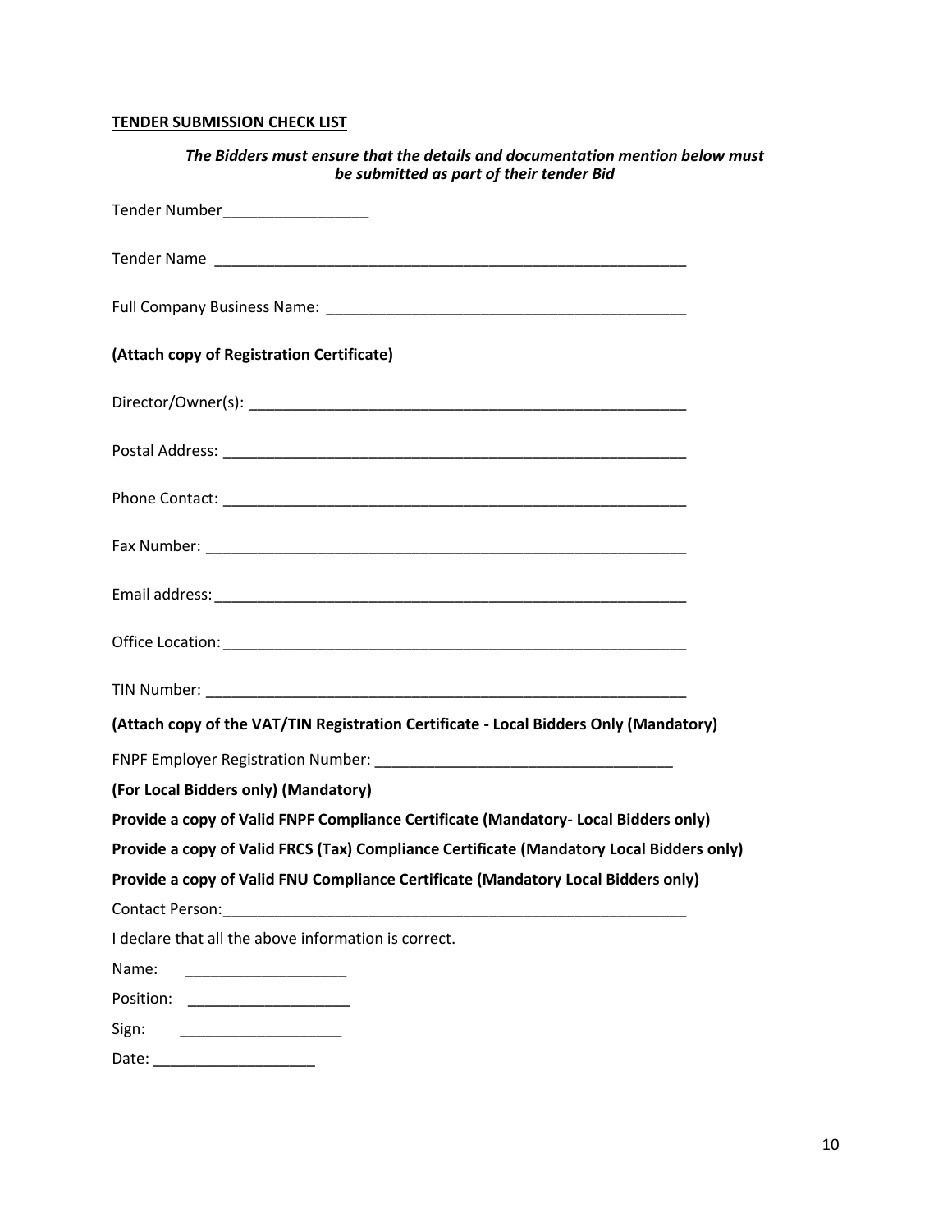**TENDER SUBMISSION CHECK LIST**

***The Bidders must ensure that the details and documentation mention below must be submitted as part of their tender Bid***

Tender Number_________________

Tender Name ___________________________________________________________

Full Company Business Name: ____________________________________________

**(Attach copy of Registration Certificate)**

Director/Owner(s): _____________________________________________________

Postal Address: _______________________________________________________

Phone Contact: _______________________________________________________

Fax Number: _________________________________________________________

Email address: ________________________________________________________

Office Location: _______________________________________________________

TIN Number: _________________________________________________________

**(Attach copy of the VAT/TIN Registration Certificate - Local Bidders Only (Mandatory)**

FNPF Employer Registration Number: ___________________________________

**(For Local Bidders only) (Mandatory)**

**Provide a copy of Valid FNPF Compliance Certificate (Mandatory- Local Bidders only)**

**Provide a copy of Valid FRCS (Tax) Compliance Certificate (Mandatory Local Bidders only)**

**Provide a copy of Valid FNU Compliance Certificate (Mandatory Local Bidders only)**

Contact Person:_______________________________________________________

I declare that all the above information is correct.

Name: ___________________

Position: ___________________

Sign: ___________________

Date: ___________________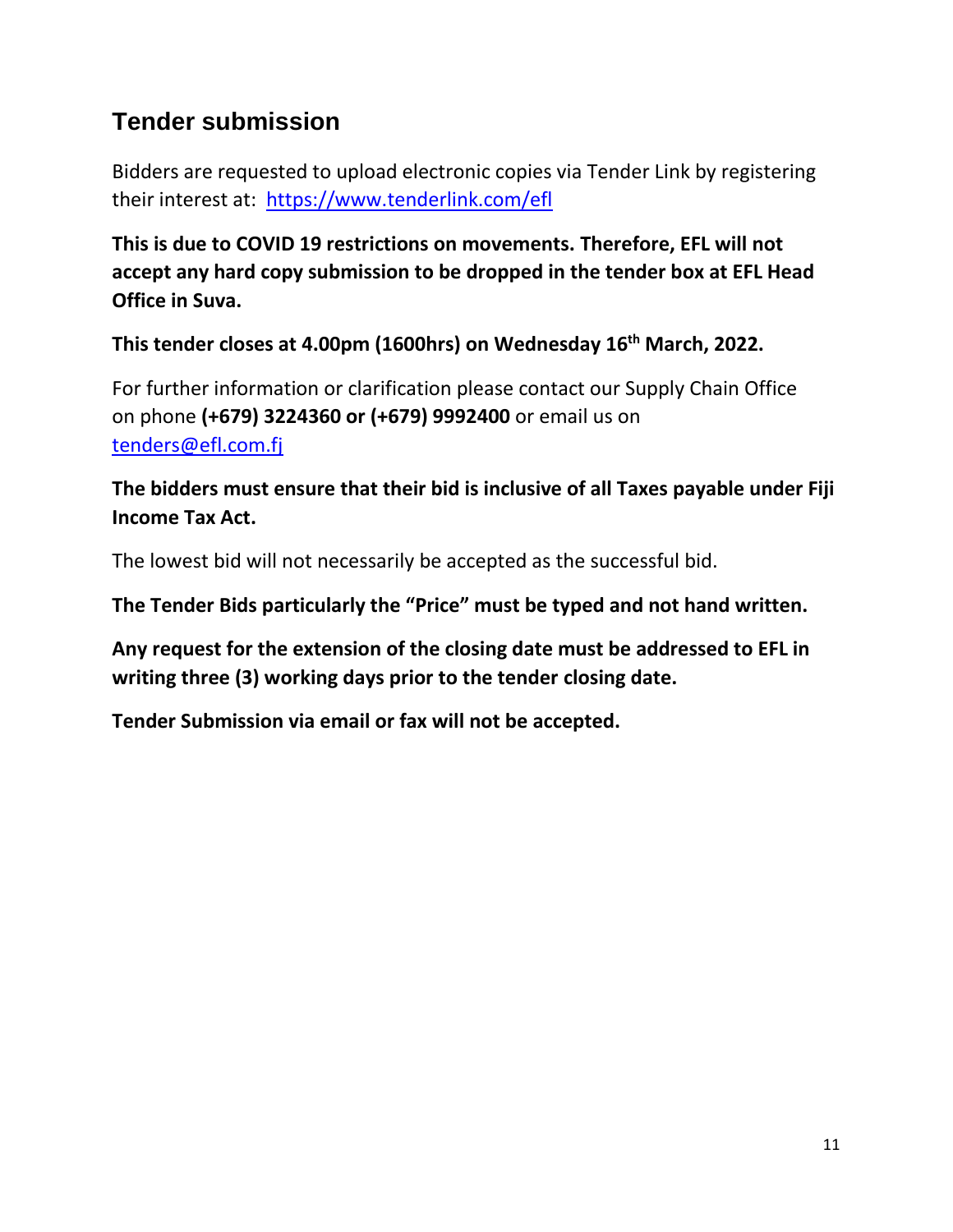## Tender submission

Bidders are requested to upload electronic copies via Tender Link by registering their interest at: https://www.tenderlink.com/efl

**This is due to COVID 19 restrictions on movements. Therefore, EFL will not accept any hard copy submission to be dropped in the tender box at EFL Head Office in Suva.**

**This tender closes at 4.00pm (1600hrs) on Wednesday 16th March, 2022.**

For further information or clarification please contact our Supply Chain Office on phone **(+679) 3224360 or (+679) 9992400** or email us on tenders@efl.com.fj

**The bidders must ensure that their bid is inclusive of all Taxes payable under Fiji Income Tax Act.**

The lowest bid will not necessarily be accepted as the successful bid.

**The Tender Bids particularly the "Price" must be typed and not hand written.**

**Any request for the extension of the closing date must be addressed to EFL in writing three (3) working days prior to the tender closing date.**

**Tender Submission via email or fax will not be accepted.**